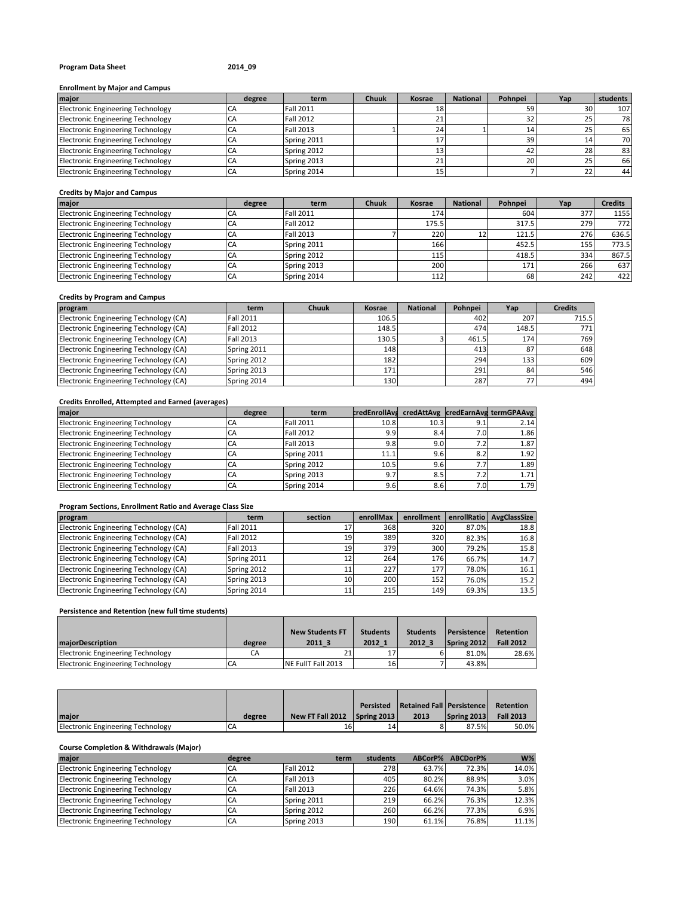**Program Data Sheet** **2014_09**

**Enrollment by Major and Campus**

| major | degree | term | Chuuk | Kosrae | National | Pohnpei | Yap | students |
|---|---|---|---|---|---|---|---|---|
| Electronic Engineering Technology | CA | Fall 2011 | | 18 | | 59 | 30 | 107 |
| Electronic Engineering Technology | CA | Fall 2012 | | 21 | | 32 | 25 | 78 |
| Electronic Engineering Technology | CA | Fall 2013 | 1 | 24 | 1 | 14 | 25 | 65 |
| Electronic Engineering Technology | CA | Spring 2011 | | 17 | | 39 | 14 | 70 |
| Electronic Engineering Technology | CA | Spring 2012 | | 13 | | 42 | 28 | 83 |
| Electronic Engineering Technology | CA | Spring 2013 | | 21 | | 20 | 25 | 66 |
| Electronic Engineering Technology | CA | Spring 2014 | | 15 | | 7 | 22 | 44 |

**Credits by Major and Campus**

| major | degree | term | Chuuk | Kosrae | National | Pohnpei | Yap | Credits |
|---|---|---|---|---|---|---|---|---|
| Electronic Engineering Technology | CA | Fall 2011 | | 174 | | 604 | 377 | 1155 |
| Electronic Engineering Technology | CA | Fall 2012 | | 175.5 | | 317.5 | 279 | 772 |
| Electronic Engineering Technology | CA | Fall 2013 | 7 | 220 | 12 | 121.5 | 276 | 636.5 |
| Electronic Engineering Technology | CA | Spring 2011 | | 166 | | 452.5 | 155 | 773.5 |
| Electronic Engineering Technology | CA | Spring 2012 | | 115 | | 418.5 | 334 | 867.5 |
| Electronic Engineering Technology | CA | Spring 2013 | | 200 | | 171 | 266 | 637 |
| Electronic Engineering Technology | CA | Spring 2014 | | 112 | | 68 | 242 | 422 |

**Credits by Program and Campus**

| program | term | Chuuk | Kosrae | National | Pohnpei | Yap | Credits |
|---|---|---|---|---|---|---|---|
| Electronic Engineering Technology (CA) | Fall 2011 | | 106.5 | | 402 | 207 | 715.5 |
| Electronic Engineering Technology (CA) | Fall 2012 | | 148.5 | | 474 | 148.5 | 771 |
| Electronic Engineering Technology (CA) | Fall 2013 | | 130.5 | 3 | 461.5 | 174 | 769 |
| Electronic Engineering Technology (CA) | Spring 2011 | | 148 | | 413 | 87 | 648 |
| Electronic Engineering Technology (CA) | Spring 2012 | | 182 | | 294 | 133 | 609 |
| Electronic Engineering Technology (CA) | Spring 2013 | | 171 | | 291 | 84 | 546 |
| Electronic Engineering Technology (CA) | Spring 2014 | | 130 | | 287 | 77 | 494 |

**Credits Enrolled, Attempted and Earned (averages)**

| major | degree | term | credEnrollAvg | credAttAvg | credEarnAvg | termGPAAvg |
|---|---|---|---|---|---|---|
| Electronic Engineering Technology | CA | Fall 2011 | 10.8 | 10.3 | 9.1 | 2.14 |
| Electronic Engineering Technology | CA | Fall 2012 | 9.9 | 8.4 | 7.0 | 1.86 |
| Electronic Engineering Technology | CA | Fall 2013 | 9.8 | 9.0 | 7.2 | 1.87 |
| Electronic Engineering Technology | CA | Spring 2011 | 11.1 | 9.6 | 8.2 | 1.92 |
| Electronic Engineering Technology | CA | Spring 2012 | 10.5 | 9.6 | 7.7 | 1.89 |
| Electronic Engineering Technology | CA | Spring 2013 | 9.7 | 8.5 | 7.2 | 1.71 |
| Electronic Engineering Technology | CA | Spring 2014 | 9.6 | 8.6 | 7.0 | 1.79 |

**Program Sections, Enrollment Ratio and Average Class Size**

| program | term | section | enrollMax | enrollment | enrollRatio | AvgClassSize |
|---|---|---|---|---|---|---|
| Electronic Engineering Technology (CA) | Fall 2011 | 17 | 368 | 320 | 87.0% | 18.8 |
| Electronic Engineering Technology (CA) | Fall 2012 | 19 | 389 | 320 | 82.3% | 16.8 |
| Electronic Engineering Technology (CA) | Fall 2013 | 19 | 379 | 300 | 79.2% | 15.8 |
| Electronic Engineering Technology (CA) | Spring 2011 | 12 | 264 | 176 | 66.7% | 14.7 |
| Electronic Engineering Technology (CA) | Spring 2012 | 11 | 227 | 177 | 78.0% | 16.1 |
| Electronic Engineering Technology (CA) | Spring 2013 | 10 | 200 | 152 | 76.0% | 15.2 |
| Electronic Engineering Technology (CA) | Spring 2014 | 11 | 215 | 149 | 69.3% | 13.5 |

**Persistence and Retention (new full time students)**

| majorDescription | degree | New Students FT 2011_3 | Students 2012_1 | Students 2012_3 | Persistence Spring 2012 | Retention Fall 2012 |
|---|---|---|---|---|---|---|
| Electronic Engineering Technology | CA | 21 | 17 | 6 | 81.0% | 28.6% |
| Electronic Engineering Technology | CA | NE FullT Fall 2013 | 16 | 7 | 43.8% | |

| major | degree | New FT Fall 2012 | Persisted Spring 2013 | Retained Fall 2013 | Persistence Spring 2013 | Retention Fall 2013 |
|---|---|---|---|---|---|---|
| Electronic Engineering Technology | CA | 16 | 14 | 8 | 87.5% | 50.0% |

**Course Completion & Withdrawals (Major)**

| major | degree | term | students | ABCorP% | ABCDorP% | W% |
|---|---|---|---|---|---|---|
| Electronic Engineering Technology | CA | Fall 2012 | 278 | 63.7% | 72.3% | 14.0% |
| Electronic Engineering Technology | CA | Fall 2013 | 405 | 80.2% | 88.9% | 3.0% |
| Electronic Engineering Technology | CA | Fall 2013 | 226 | 64.6% | 74.3% | 5.8% |
| Electronic Engineering Technology | CA | Spring 2011 | 219 | 66.2% | 76.3% | 12.3% |
| Electronic Engineering Technology | CA | Spring 2012 | 260 | 66.2% | 77.3% | 6.9% |
| Electronic Engineering Technology | CA | Spring 2013 | 190 | 61.1% | 76.8% | 11.1% |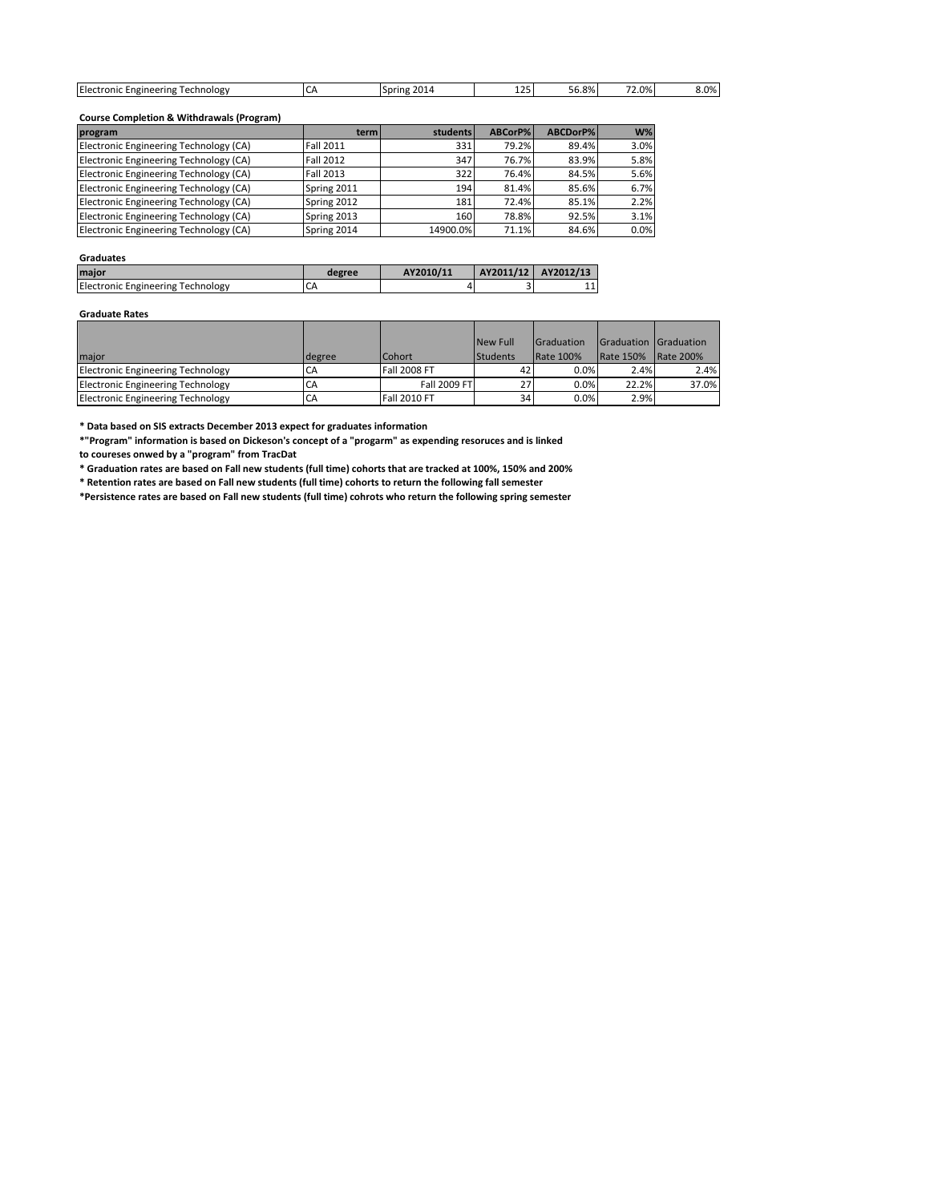| | | | | | | |
|---|---|---|---|---|---|---|
| Electronic Engineering Technology | CA | Spring 2014 | 125 | 56.8% | 72.0% | 8.0% |

**Course Completion & Withdrawals (Program)**

| program | term | students | ABCorP% | ABCDorP% | W% |
|---|---|---|---|---|---|
| Electronic Engineering Technology (CA) | Fall 2011 | 331 | 79.2% | 89.4% | 3.0% |
| Electronic Engineering Technology (CA) | Fall 2012 | 347 | 76.7% | 83.9% | 5.8% |
| Electronic Engineering Technology (CA) | Fall 2013 | 322 | 76.4% | 84.5% | 5.6% |
| Electronic Engineering Technology (CA) | Spring 2011 | 194 | 81.4% | 85.6% | 6.7% |
| Electronic Engineering Technology (CA) | Spring 2012 | 181 | 72.4% | 85.1% | 2.2% |
| Electronic Engineering Technology (CA) | Spring 2013 | 160 | 78.8% | 92.5% | 3.1% |
| Electronic Engineering Technology (CA) | Spring 2014 | 14900.0% | 71.1% | 84.6% | 0.0% |

**Graduates**

| major | degree | AY2010/11 | AY2011/12 | AY2012/13 |
|---|---|---|---|---|
| Electronic Engineering Technology | CA | 4 | 3 | 11 |

**Graduate Rates**

| major | degree | Cohort | New Full Students | Graduation Rate 100% | Graduation Rate 150% | Graduation Rate 200% |
|---|---|---|---|---|---|---|
| Electronic Engineering Technology | CA | Fall 2008 FT | 42 | 0.0% | 2.4% | 2.4% |
| Electronic Engineering Technology | CA | Fall 2009 FT | 27 | 0.0% | 22.2% | 37.0% |
| Electronic Engineering Technology | CA | Fall 2010 FT | 34 | 0.0% | 2.9% | |

**\* Data based on SIS extracts December 2013 expect for graduates information**

**\*"Program" information is based on Dickeson's concept of a "progarm" as expending resoruces and is linked to coureses onwed by a "program" from TracDat**

**\* Graduation rates are based on Fall new students (full time) cohorts that are tracked at 100%, 150% and 200%**

**\* Retention rates are based on Fall new students (full time) cohorts to return the following fall semester**

**\*Persistence rates are based on Fall new students (full time) cohrots who return the following spring semester**